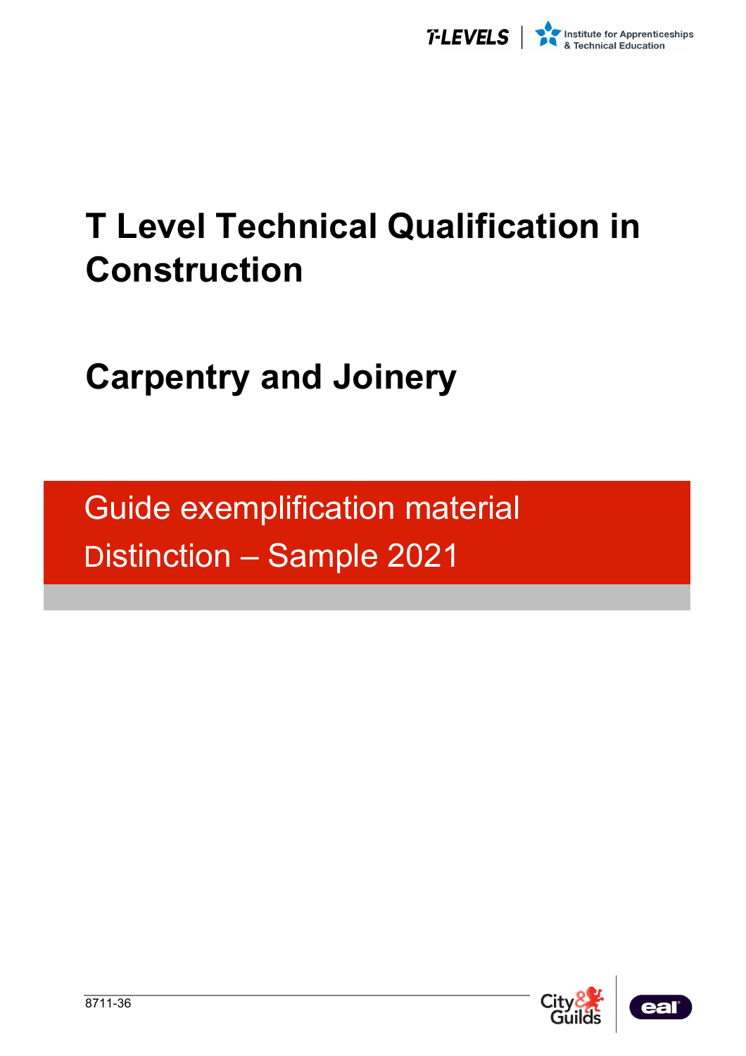# T Level Technical Qualification in Construction

## Carpentry and Joinery

## Guide exemplification material

## Distinction – Sample 2021

8711-36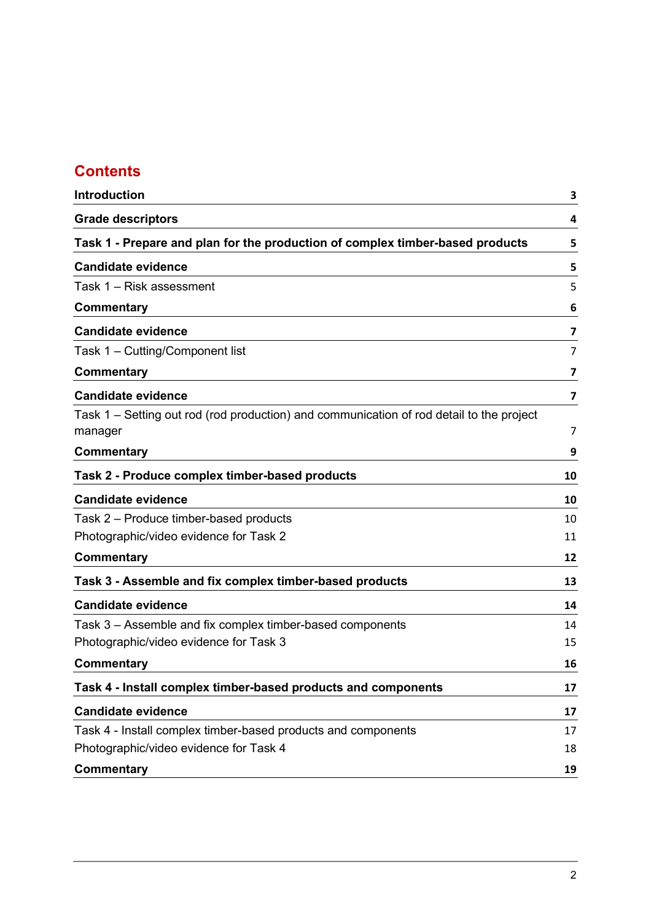# Contents

| | |
|---|---|
| **Introduction** | **3** |
| **Grade descriptors** | **4** |
| **Task 1 - Prepare and plan for the production of complex timber-based products** | **5** |
| **Candidate evidence** | **5** |
| Task 1 – Risk assessment | 5 |
| **Commentary** | **6** |
| **Candidate evidence** | **7** |
| Task 1 – Cutting/Component list | 7 |
| **Commentary** | **7** |
| **Candidate evidence** | **7** |
| Task 1 – Setting out rod (rod production) and communication of rod detail to the project manager | 7 |
| **Commentary** | **9** |
| **Task 2 - Produce complex timber-based products** | **10** |
| **Candidate evidence** | **10** |
| Task 2 – Produce timber-based products | 10 |
| Photographic/video evidence for Task 2 | 11 |
| **Commentary** | **12** |
| **Task 3 - Assemble and fix complex timber-based products** | **13** |
| **Candidate evidence** | **14** |
| Task 3 – Assemble and fix complex timber-based components | 14 |
| Photographic/video evidence for Task 3 | 15 |
| **Commentary** | **16** |
| **Task 4 - Install complex timber-based products and components** | **17** |
| **Candidate evidence** | **17** |
| Task 4 - Install complex timber-based products and components | 17 |
| Photographic/video evidence for Task 4 | 18 |
| **Commentary** | **19** |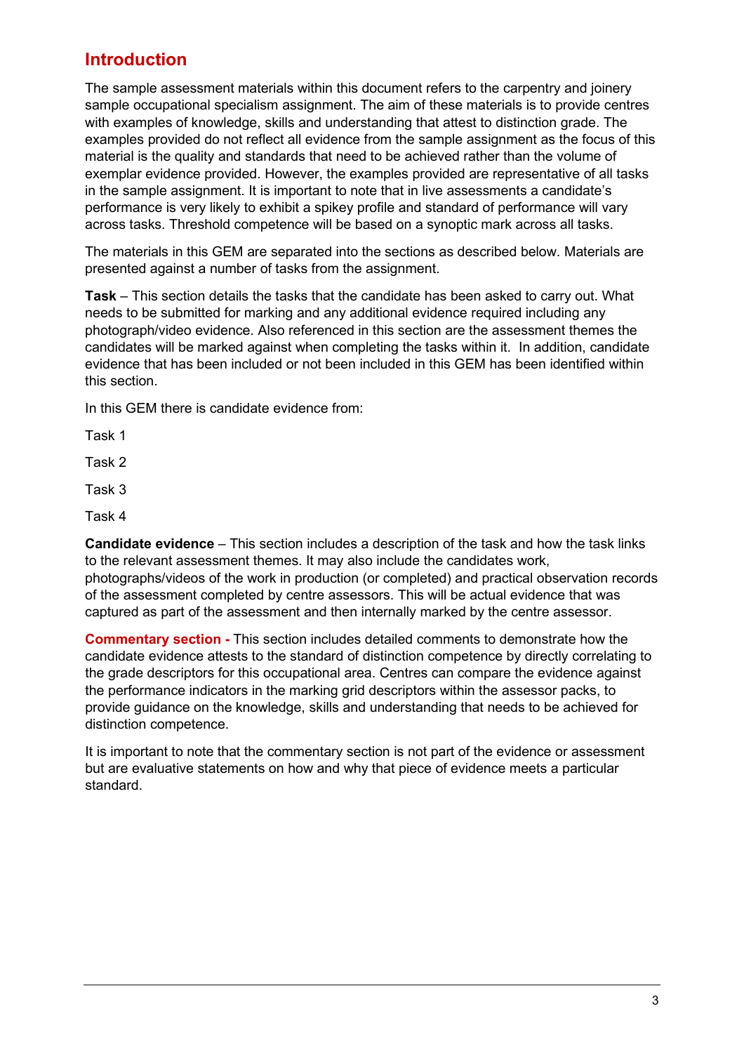# Introduction

The sample assessment materials within this document refers to the carpentry and joinery sample occupational specialism assignment. The aim of these materials is to provide centres with examples of knowledge, skills and understanding that attest to distinction grade. The examples provided do not reflect all evidence from the sample assignment as the focus of this material is the quality and standards that need to be achieved rather than the volume of exemplar evidence provided. However, the examples provided are representative of all tasks in the sample assignment. It is important to note that in live assessments a candidate's performance is very likely to exhibit a spikey profile and standard of performance will vary across tasks. Threshold competence will be based on a synoptic mark across all tasks.

The materials in this GEM are separated into the sections as described below. Materials are presented against a number of tasks from the assignment.

**Task** – This section details the tasks that the candidate has been asked to carry out. What needs to be submitted for marking and any additional evidence required including any photograph/video evidence. Also referenced in this section are the assessment themes the candidates will be marked against when completing the tasks within it. In addition, candidate evidence that has been included or not been included in this GEM has been identified within this section.

In this GEM there is candidate evidence from:

Task 1

Task 2

Task 3

Task 4

**Candidate evidence** – This section includes a description of the task and how the task links to the relevant assessment themes. It may also include the candidates work, photographs/videos of the work in production (or completed) and practical observation records of the assessment completed by centre assessors. This will be actual evidence that was captured as part of the assessment and then internally marked by the centre assessor.

**Commentary section -** This section includes detailed comments to demonstrate how the candidate evidence attests to the standard of distinction competence by directly correlating to the grade descriptors for this occupational area. Centres can compare the evidence against the performance indicators in the marking grid descriptors within the assessor packs, to provide guidance on the knowledge, skills and understanding that needs to be achieved for distinction competence.

It is important to note that the commentary section is not part of the evidence or assessment but are evaluative statements on how and why that piece of evidence meets a particular standard.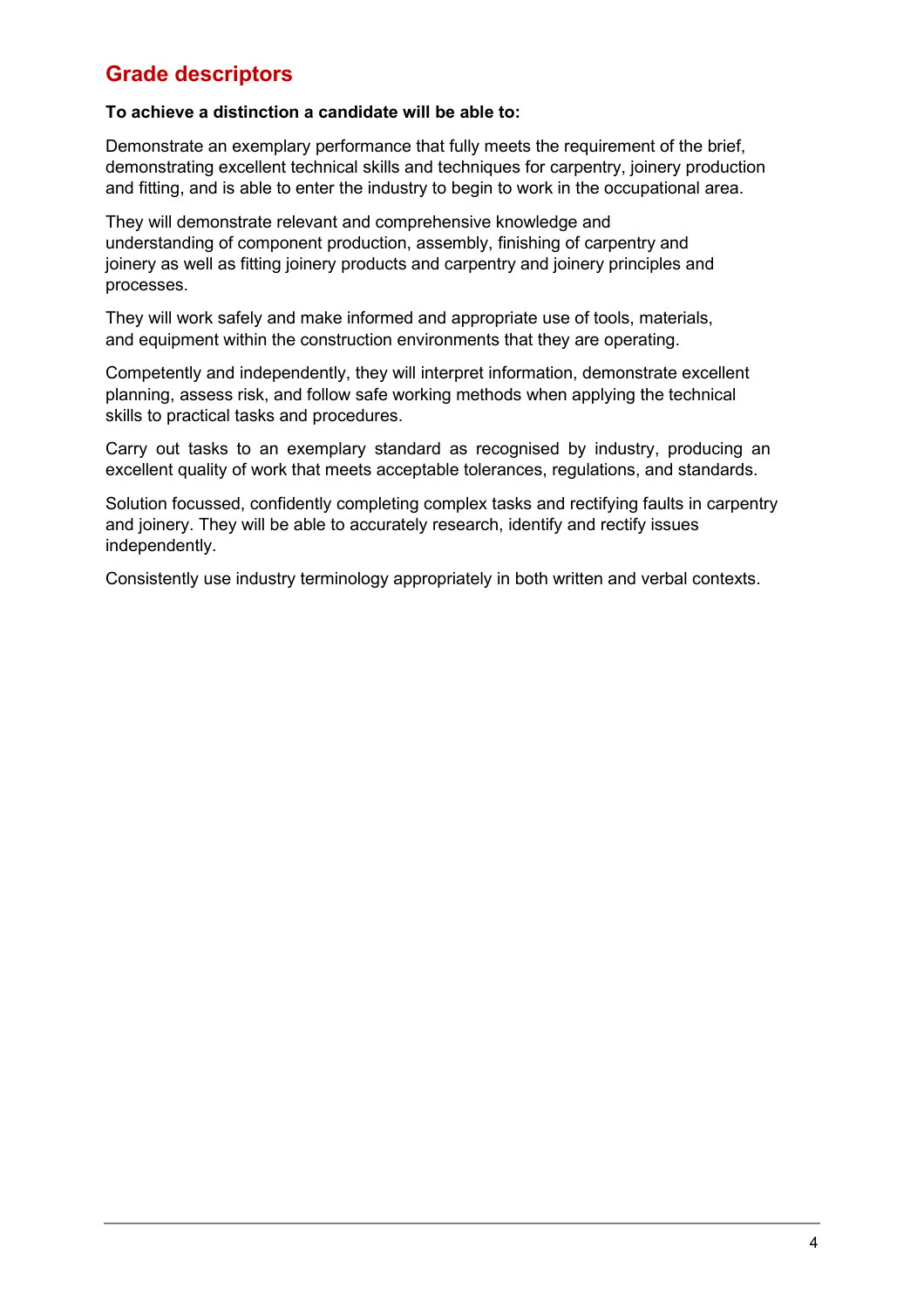## Grade descriptors

**To achieve a distinction a candidate will be able to:**

Demonstrate an exemplary performance that fully meets the requirement of the brief, demonstrating excellent technical skills and techniques for carpentry, joinery production and fitting, and is able to enter the industry to begin to work in the occupational area.

They will demonstrate relevant and comprehensive knowledge and understanding of component production, assembly, finishing of carpentry and joinery as well as fitting joinery products and carpentry and joinery principles and processes.

They will work safely and make informed and appropriate use of tools, materials, and equipment within the construction environments that they are operating.

Competently and independently, they will interpret information, demonstrate excellent planning, assess risk, and follow safe working methods when applying the technical skills to practical tasks and procedures.

Carry out tasks to an exemplary standard as recognised by industry, producing an excellent quality of work that meets acceptable tolerances, regulations, and standards.

Solution focussed, confidently completing complex tasks and rectifying faults in carpentry and joinery. They will be able to accurately research, identify and rectify issues independently.

Consistently use industry terminology appropriately in both written and verbal contexts.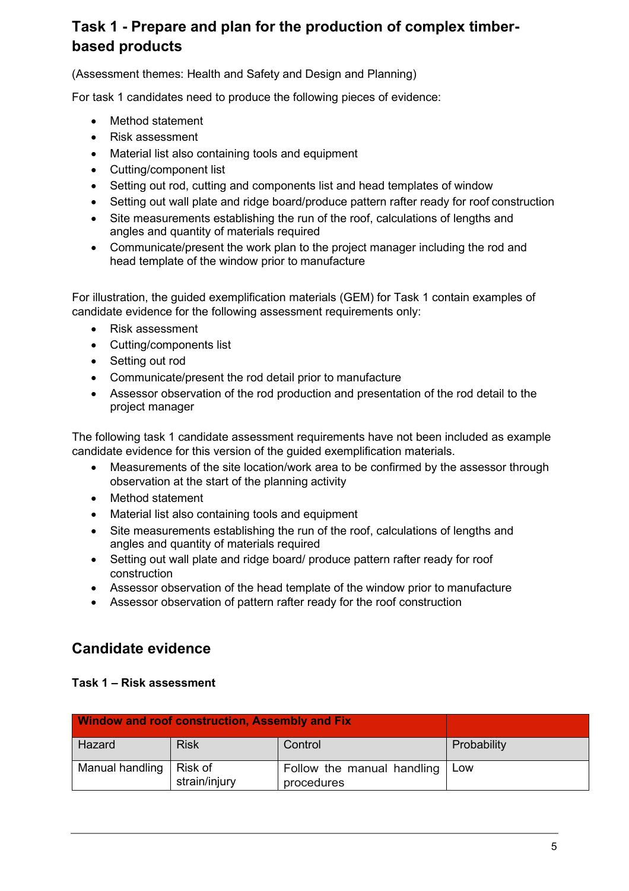## Task 1 - Prepare and plan for the production of complex timber-based products

(Assessment themes: Health and Safety and Design and Planning)

For task 1 candidates need to produce the following pieces of evidence:

- Method statement
- Risk assessment
- Material list also containing tools and equipment
- Cutting/component list
- Setting out rod, cutting and components list and head templates of window
- Setting out wall plate and ridge board/produce pattern rafter ready for roof construction
- Site measurements establishing the run of the roof, calculations of lengths and angles and quantity of materials required
- Communicate/present the work plan to the project manager including the rod and head template of the window prior to manufacture

For illustration, the guided exemplification materials (GEM) for Task 1 contain examples of candidate evidence for the following assessment requirements only:

- Risk assessment
- Cutting/components list
- Setting out rod
- Communicate/present the rod detail prior to manufacture
- Assessor observation of the rod production and presentation of the rod detail to the project manager

The following task 1 candidate assessment requirements have not been included as example candidate evidence for this version of the guided exemplification materials.

- Measurements of the site location/work area to be confirmed by the assessor through observation at the start of the planning activity
- Method statement
- Material list also containing tools and equipment
- Site measurements establishing the run of the roof, calculations of lengths and angles and quantity of materials required
- Setting out wall plate and ridge board/ produce pattern rafter ready for roof construction
- Assessor observation of the head template of the window prior to manufacture
- Assessor observation of pattern rafter ready for the roof construction

## Candidate evidence

### Task 1 – Risk assessment

| Window and roof construction, Assembly and Fix | | | |
|---|---|---|---|
| Hazard | Risk | Control | Probability |
| Manual handling | Risk of strain/injury | Follow the manual handling procedures | Low |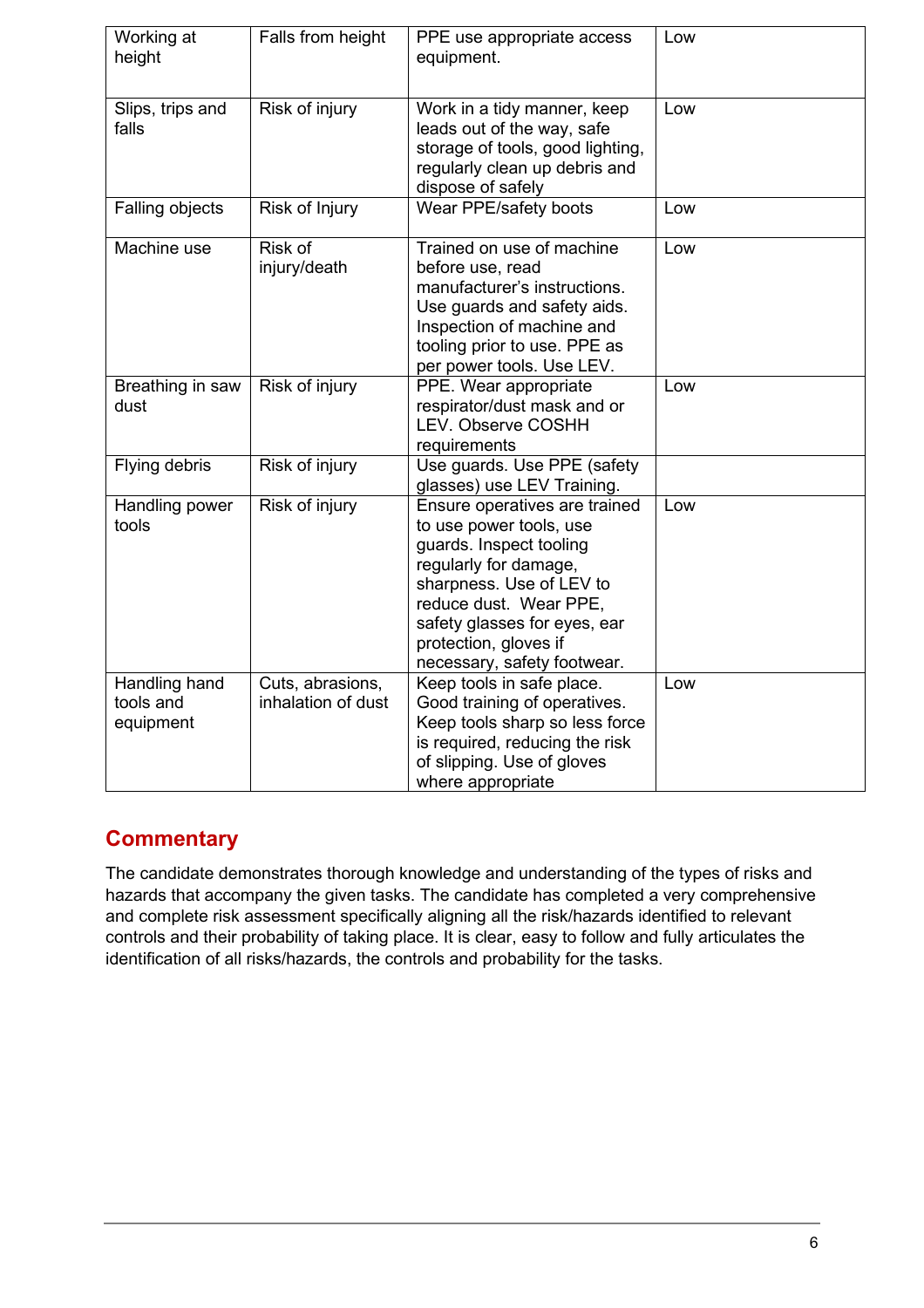| Working at height | Falls from height | PPE use appropriate access equipment. | Low |
|---|---|---|---|
| Slips, trips and falls | Risk of injury | Work in a tidy manner, keep leads out of the way, safe storage of tools, good lighting, regularly clean up debris and dispose of safely | Low |
| Falling objects | Risk of Injury | Wear PPE/safety boots | Low |
| Machine use | Risk of injury/death | Trained on use of machine before use, read manufacturer's instructions. Use guards and safety aids. Inspection of machine and tooling prior to use. PPE as per power tools. Use LEV. | Low |
| Breathing in saw dust | Risk of injury | PPE. Wear appropriate respirator/dust mask and or LEV. Observe COSHH requirements | Low |
| Flying debris | Risk of injury | Use guards. Use PPE (safety glasses) use LEV Training. | |
| Handling power tools | Risk of injury | Ensure operatives are trained to use power tools, use guards. Inspect tooling regularly for damage, sharpness. Use of LEV to reduce dust. Wear PPE, safety glasses for eyes, ear protection, gloves if necessary, safety footwear. | Low |
| Handling hand tools and equipment | Cuts, abrasions, inhalation of dust | Keep tools in safe place. Good training of operatives. Keep tools sharp so less force is required, reducing the risk of slipping. Use of gloves where appropriate | Low |

## Commentary

The candidate demonstrates thorough knowledge and understanding of the types of risks and hazards that accompany the given tasks. The candidate has completed a very comprehensive and complete risk assessment specifically aligning all the risk/hazards identified to relevant controls and their probability of taking place. It is clear, easy to follow and fully articulates the identification of all risks/hazards, the controls and probability for the tasks.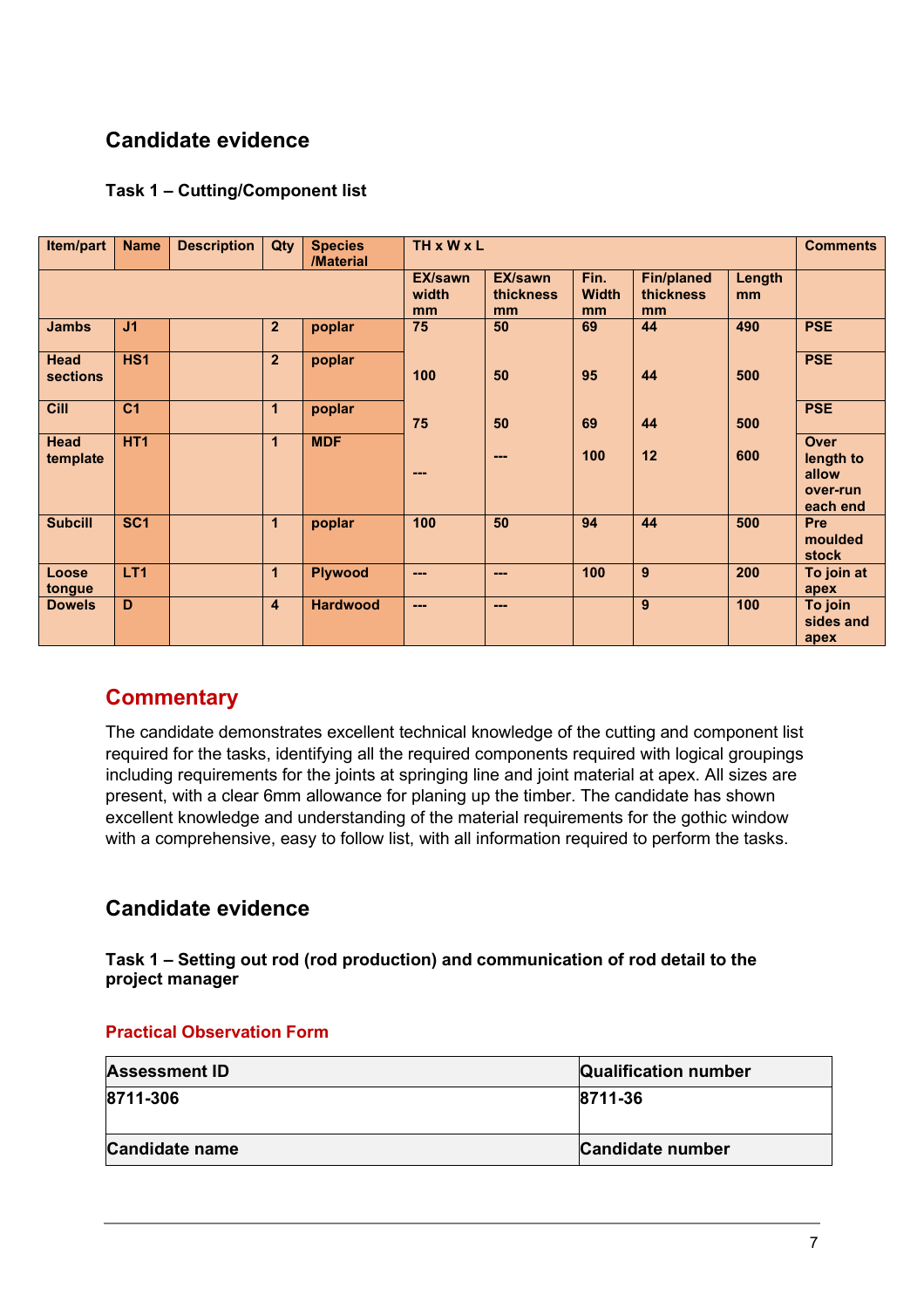## Candidate evidence

### Task 1 – Cutting/Component list

| Item/part | Name | Description | Qty | Species /Material | TH x W x L | | | | | Comments |
|---|---|---|---|---|---|---|---|---|---|---|
| | | | | | EX/sawn width mm | EX/sawn thickness mm | Fin. Width mm | Fin/planed thickness mm | Length mm | |
| Jambs | J1 | | 2 | poplar | 75 | 50 | 69 | 44 | 490 | PSE |
| Head sections | HS1 | | 2 | poplar | 100 | 50 | 95 | 44 | 500 | PSE |
| Cill | C1 | | 1 | poplar | 75 | 50 | 69 | 44 | 500 | PSE |
| Head template | HT1 | | 1 | MDF | --- | --- | 100 | 12 | 600 | Over length to allow over-run each end |
| Subcill | SC1 | | 1 | poplar | 100 | 50 | 94 | 44 | 500 | Pre moulded stock |
| Loose tongue | LT1 | | 1 | Plywood | --- | --- | 100 | 9 | 200 | To join at apex |
| Dowels | D | | 4 | Hardwood | --- | --- | | 9 | 100 | To join sides and apex |

## Commentary

The candidate demonstrates excellent technical knowledge of the cutting and component list required for the tasks, identifying all the required components required with logical groupings including requirements for the joints at springing line and joint material at apex. All sizes are present, with a clear 6mm allowance for planing up the timber. The candidate has shown excellent knowledge and understanding of the material requirements for the gothic window with a comprehensive, easy to follow list, with all information required to perform the tasks.

## Candidate evidence

### Task 1 – Setting out rod (rod production) and communication of rod detail to the project manager

#### Practical Observation Form

| Assessment ID | Qualification number |
|---|---|
| 8711-306 | 8711-36 |
| Candidate name | Candidate number |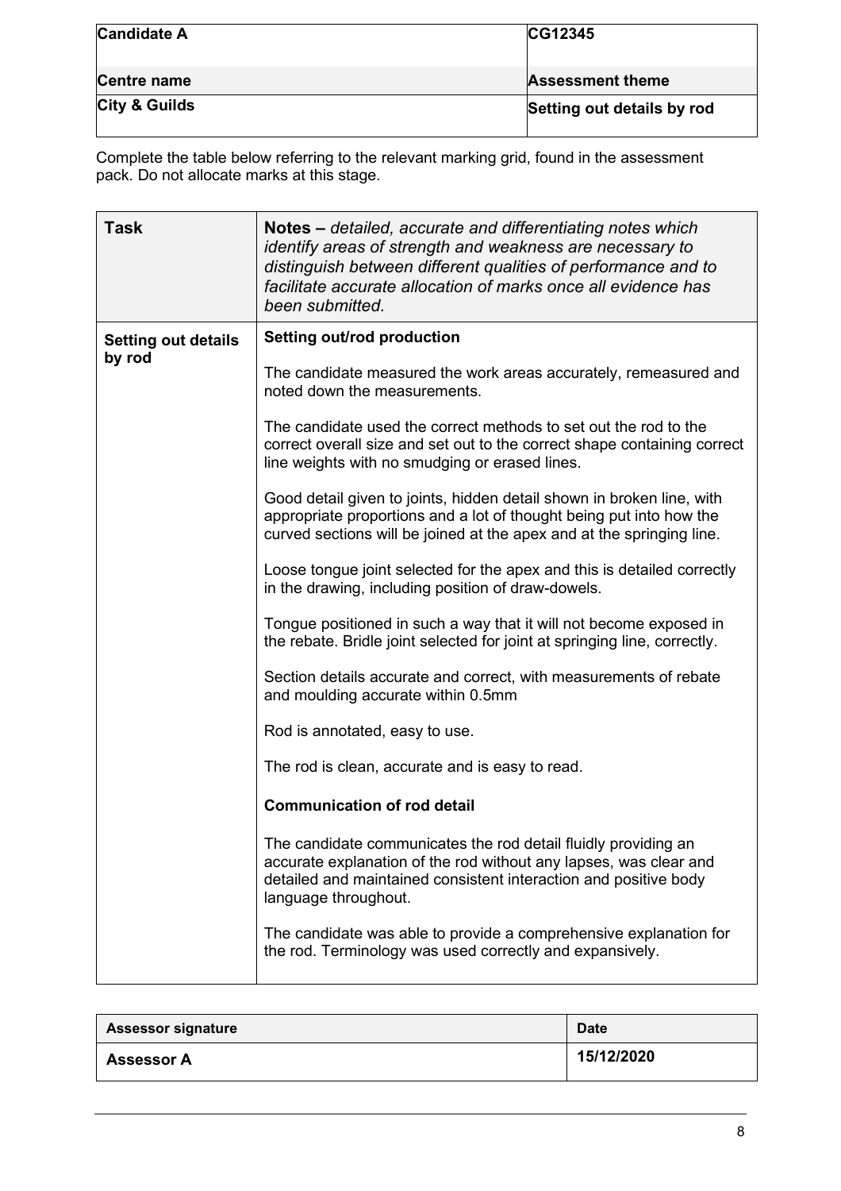| Candidate A | CG12345 |
| --- | --- |
| **Centre name** | **Assessment theme** |
| **City & Guilds** | **Setting out details by rod** |

Complete the table below referring to the relevant marking grid, found in the assessment pack. Do not allocate marks at this stage.

| Task | Notes – *detailed, accurate and differentiating notes which identify areas of strength and weakness are necessary to distinguish between different qualities of performance and to facilitate accurate allocation of marks once all evidence has been submitted.* |
| --- | --- |
| **Setting out details by rod** | **Setting out/rod production**<br><br>The candidate measured the work areas accurately, remeasured and noted down the measurements.<br><br>The candidate used the correct methods to set out the rod to the correct overall size and set out to the correct shape containing correct line weights with no smudging or erased lines.<br><br>Good detail given to joints, hidden detail shown in broken line, with appropriate proportions and a lot of thought being put into how the curved sections will be joined at the apex and at the springing line.<br><br>Loose tongue joint selected for the apex and this is detailed correctly in the drawing, including position of draw-dowels.<br><br>Tongue positioned in such a way that it will not become exposed in the rebate. Bridle joint selected for joint at springing line, correctly.<br><br>Section details accurate and correct, with measurements of rebate and moulding accurate within 0.5mm<br><br>Rod is annotated, easy to use.<br><br>The rod is clean, accurate and is easy to read.<br><br>**Communication of rod detail**<br><br>The candidate communicates the rod detail fluidly providing an accurate explanation of the rod without any lapses, was clear and detailed and maintained consistent interaction and positive body language throughout.<br><br>The candidate was able to provide a comprehensive explanation for the rod. Terminology was used correctly and expansively. |

| Assessor signature | Date |
| --- | --- |
| **Assessor A** | **15/12/2020** |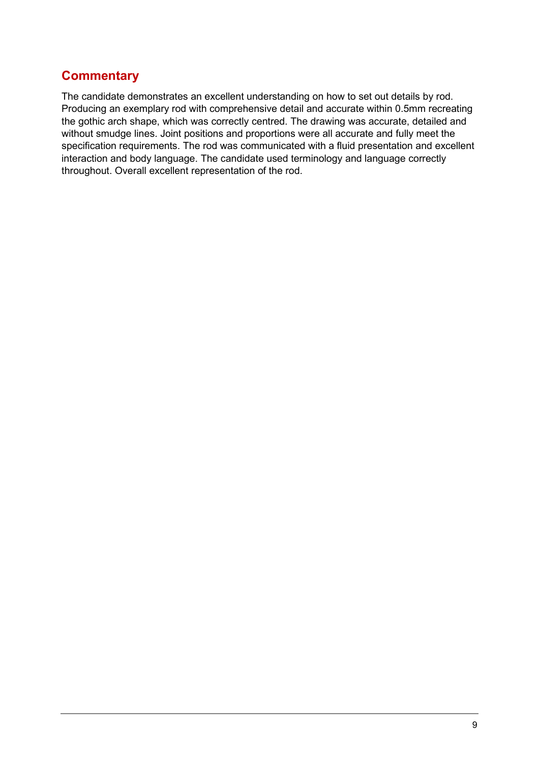## Commentary

The candidate demonstrates an excellent understanding on how to set out details by rod. Producing an exemplary rod with comprehensive detail and accurate within 0.5mm recreating the gothic arch shape, which was correctly centred. The drawing was accurate, detailed and without smudge lines. Joint positions and proportions were all accurate and fully meet the specification requirements. The rod was communicated with a fluid presentation and excellent interaction and body language. The candidate used terminology and language correctly throughout. Overall excellent representation of the rod.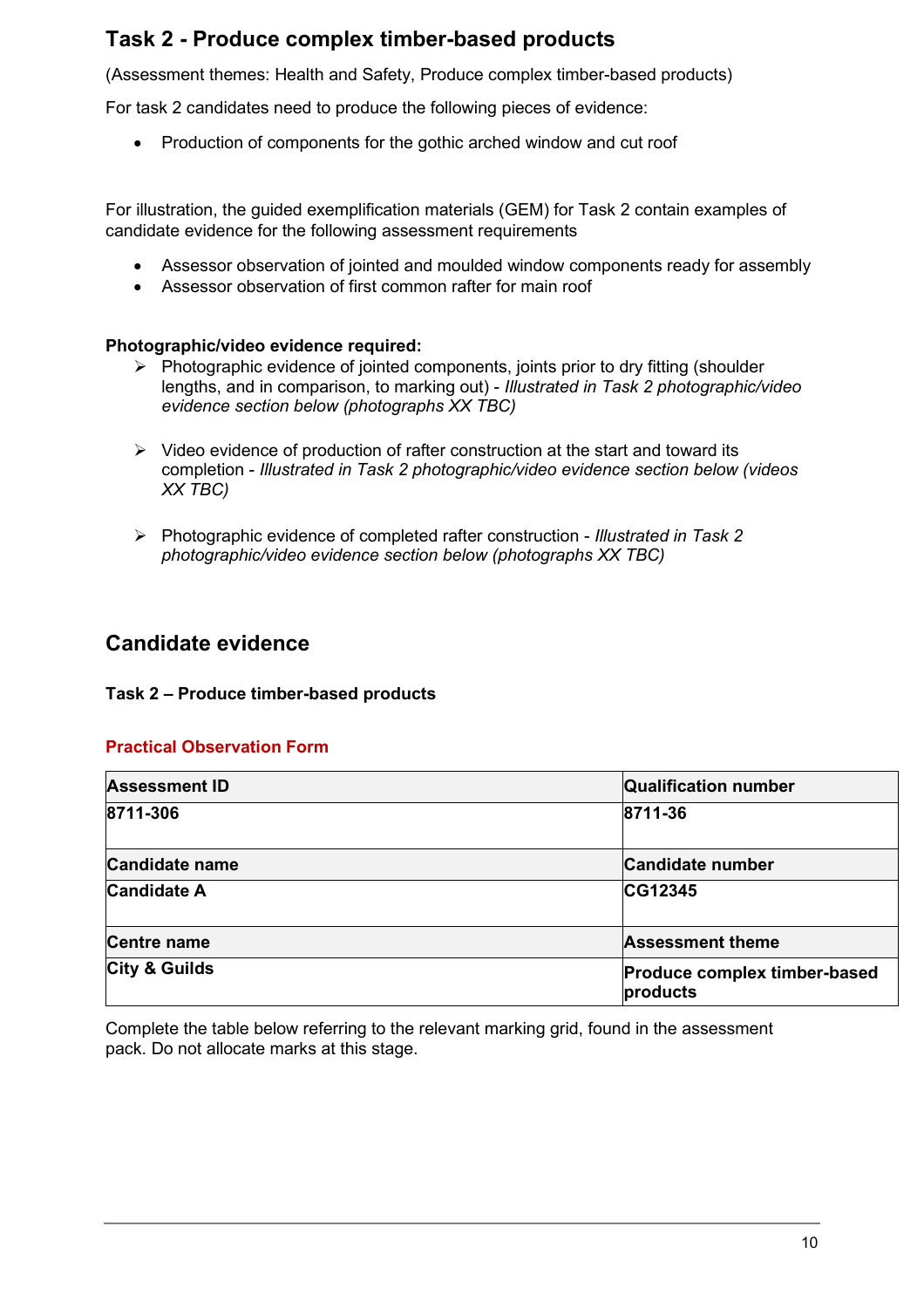## Task 2 - Produce complex timber-based products

(Assessment themes: Health and Safety, Produce complex timber-based products)

For task 2 candidates need to produce the following pieces of evidence:

- Production of components for the gothic arched window and cut roof

For illustration, the guided exemplification materials (GEM) for Task 2 contain examples of candidate evidence for the following assessment requirements

- Assessor observation of jointed and moulded window components ready for assembly
- Assessor observation of first common rafter for main roof

**Photographic/video evidence required:**

- Photographic evidence of jointed components, joints prior to dry fitting (shoulder lengths, and in comparison, to marking out) - *Illustrated in Task 2 photographic/video evidence section below (photographs XX TBC)*
- Video evidence of production of rafter construction at the start and toward its completion - *Illustrated in Task 2 photographic/video evidence section below (videos XX TBC)*
- Photographic evidence of completed rafter construction - *Illustrated in Task 2 photographic/video evidence section below (photographs XX TBC)*

## Candidate evidence

**Task 2 – Produce timber-based products**

**Practical Observation Form**

| Assessment ID | Qualification number |
|---|---|
| **8711-306** | **8711-36** |
| **Candidate name** | **Candidate number** |
| **Candidate A** | **CG12345** |
| **Centre name** | **Assessment theme** |
| **City & Guilds** | **Produce complex timber-based products** |

Complete the table below referring to the relevant marking grid, found in the assessment pack. Do not allocate marks at this stage.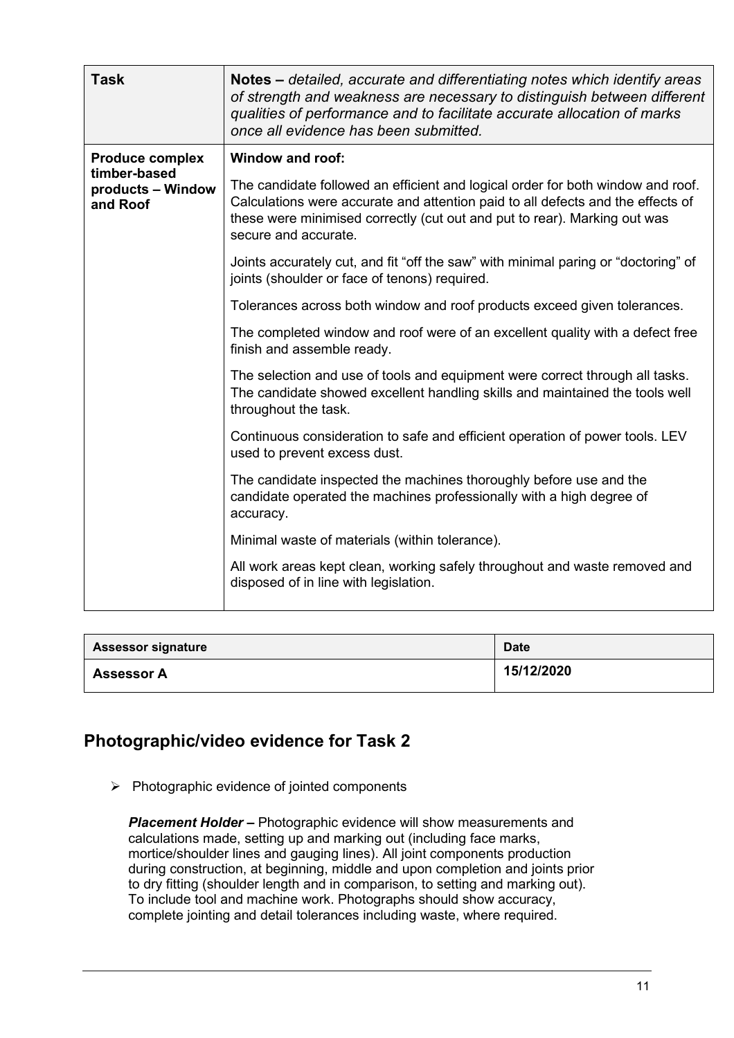| **Task** | **Notes –** *detailed, accurate and differentiating notes which identify areas of strength and weakness are necessary to distinguish between different qualities of performance and to facilitate accurate allocation of marks once all evidence has been submitted.* |
|---|---|
| **Produce complex timber-based products – Window and Roof** | **Window and roof:**<br><br>The candidate followed an efficient and logical order for both window and roof. Calculations were accurate and attention paid to all defects and the effects of these were minimised correctly (cut out and put to rear). Marking out was secure and accurate.<br><br>Joints accurately cut, and fit "off the saw" with minimal paring or "doctoring" of joints (shoulder or face of tenons) required.<br><br>Tolerances across both window and roof products exceed given tolerances.<br><br>The completed window and roof were of an excellent quality with a defect free finish and assemble ready.<br><br>The selection and use of tools and equipment were correct through all tasks. The candidate showed excellent handling skills and maintained the tools well throughout the task.<br><br>Continuous consideration to safe and efficient operation of power tools. LEV used to prevent excess dust.<br><br>The candidate inspected the machines thoroughly before use and the candidate operated the machines professionally with a high degree of accuracy.<br><br>Minimal waste of materials (within tolerance).<br><br>All work areas kept clean, working safely throughout and waste removed and disposed of in line with legislation. |

| **Assessor signature** | **Date** |
|---|---|
| **Assessor A** | **15/12/2020** |

## Photographic/video evidence for Task 2

- Photographic evidence of jointed components

***Placement Holder –*** Photographic evidence will show measurements and calculations made, setting up and marking out (including face marks, mortice/shoulder lines and gauging lines). All joint components production during construction, at beginning, middle and upon completion and joints prior to dry fitting (shoulder length and in comparison, to setting and marking out). To include tool and machine work. Photographs should show accuracy, complete jointing and detail tolerances including waste, where required.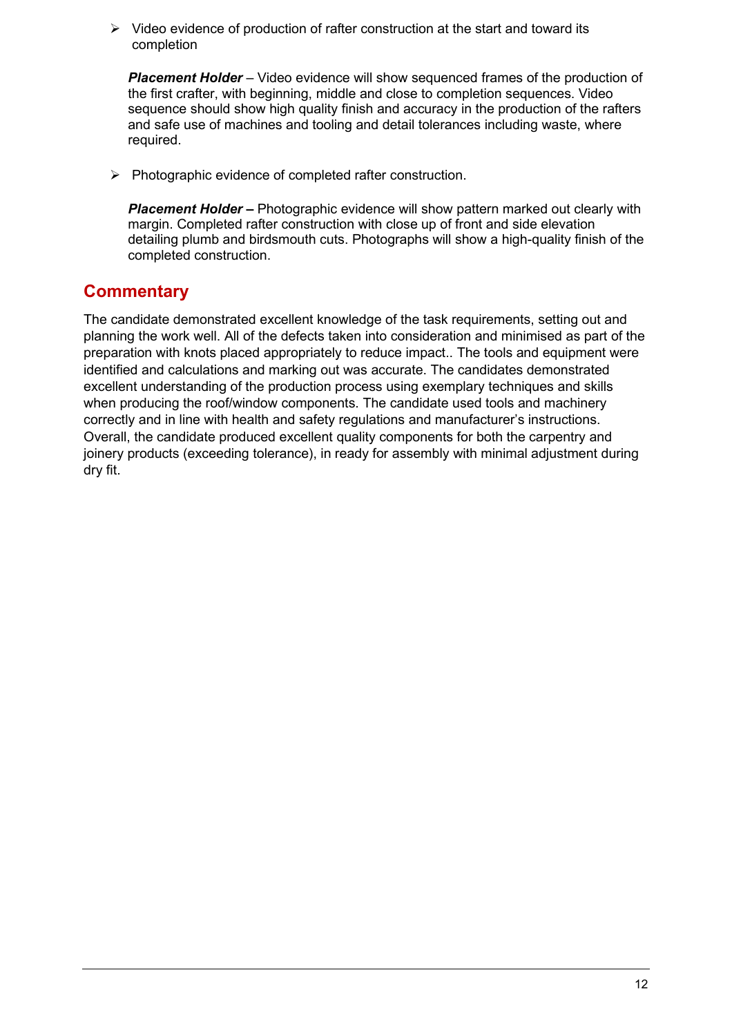- Video evidence of production of rafter construction at the start and toward its completion

  ***Placement Holder*** – Video evidence will show sequenced frames of the production of the first crafter, with beginning, middle and close to completion sequences. Video sequence should show high quality finish and accuracy in the production of the rafters and safe use of machines and tooling and detail tolerances including waste, where required.

- Photographic evidence of completed rafter construction.

  ***Placement Holder –*** Photographic evidence will show pattern marked out clearly with margin. Completed rafter construction with close up of front and side elevation detailing plumb and birdsmouth cuts. Photographs will show a high-quality finish of the completed construction.

## Commentary

The candidate demonstrated excellent knowledge of the task requirements, setting out and planning the work well. All of the defects taken into consideration and minimised as part of the preparation with knots placed appropriately to reduce impact.. The tools and equipment were identified and calculations and marking out was accurate. The candidates demonstrated excellent understanding of the production process using exemplary techniques and skills when producing the roof/window components. The candidate used tools and machinery correctly and in line with health and safety regulations and manufacturer's instructions. Overall, the candidate produced excellent quality components for both the carpentry and joinery products (exceeding tolerance), in ready for assembly with minimal adjustment during dry fit.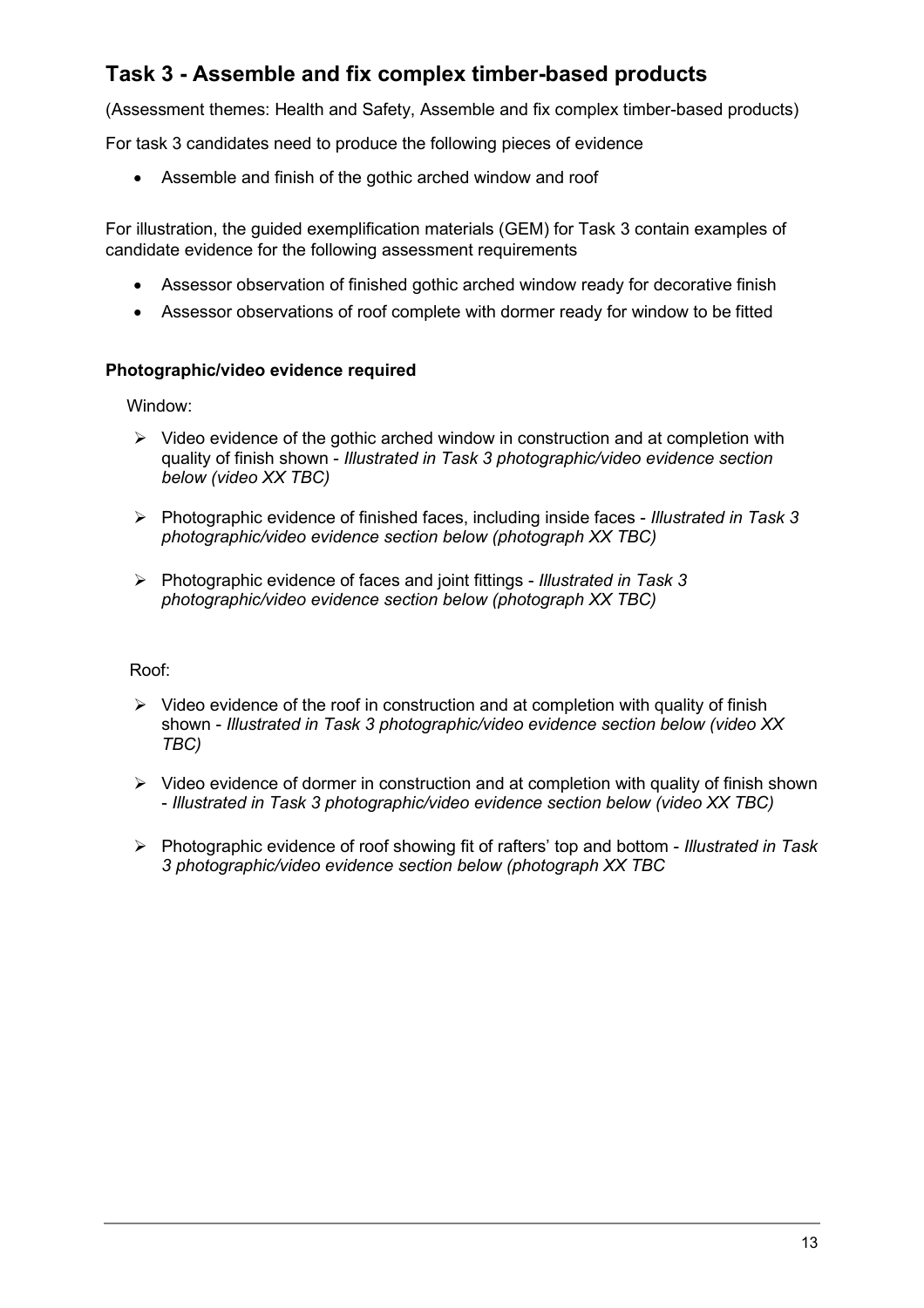## Task 3 - Assemble and fix complex timber-based products

(Assessment themes: Health and Safety, Assemble and fix complex timber-based products)

For task 3 candidates need to produce the following pieces of evidence

- Assemble and finish of the gothic arched window and roof

For illustration, the guided exemplification materials (GEM) for Task 3 contain examples of candidate evidence for the following assessment requirements

- Assessor observation of finished gothic arched window ready for decorative finish
- Assessor observations of roof complete with dormer ready for window to be fitted

**Photographic/video evidence required**

Window:

- Video evidence of the gothic arched window in construction and at completion with quality of finish shown - *Illustrated in Task 3 photographic/video evidence section below (video XX TBC)*
- Photographic evidence of finished faces, including inside faces - *Illustrated in Task 3 photographic/video evidence section below (photograph XX TBC)*
- Photographic evidence of faces and joint fittings - *Illustrated in Task 3 photographic/video evidence section below (photograph XX TBC)*

Roof:

- Video evidence of the roof in construction and at completion with quality of finish shown - *Illustrated in Task 3 photographic/video evidence section below (video XX TBC)*
- Video evidence of dormer in construction and at completion with quality of finish shown - *Illustrated in Task 3 photographic/video evidence section below (video XX TBC)*
- Photographic evidence of roof showing fit of rafters' top and bottom - *Illustrated in Task 3 photographic/video evidence section below (photograph XX TBC*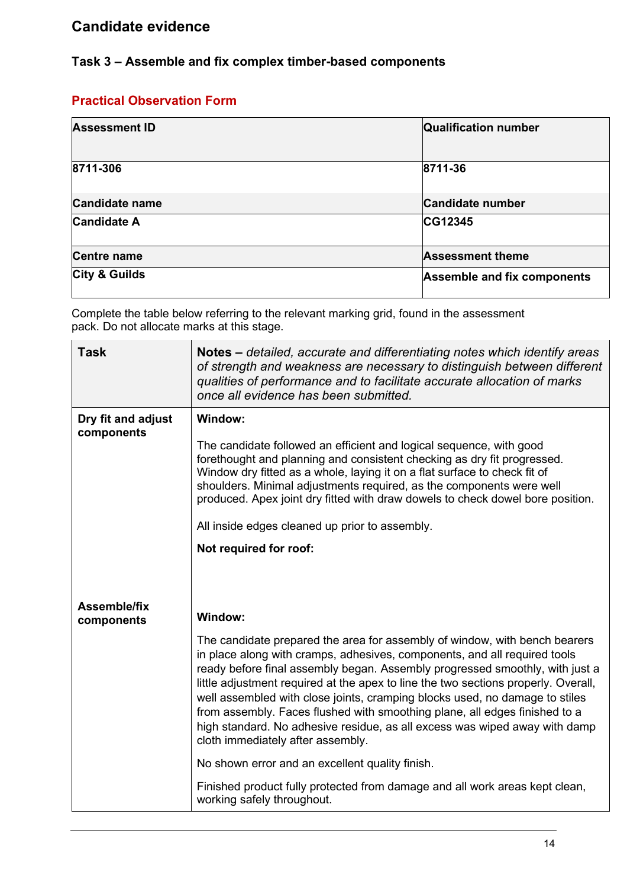## Candidate evidence

### Task 3 – Assemble and fix complex timber-based components

### Practical Observation Form

| Assessment ID | Qualification number |
|---|---|
| 8711-306 | 8711-36 |
| **Candidate name** | **Candidate number** |
| Candidate A | CG12345 |
| **Centre name** | **Assessment theme** |
| City & Guilds | Assemble and fix components |

Complete the table below referring to the relevant marking grid, found in the assessment pack. Do not allocate marks at this stage.

| Task | **Notes –** *detailed, accurate and differentiating notes which identify areas of strength and weakness are necessary to distinguish between different qualities of performance and to facilitate accurate allocation of marks once all evidence has been submitted.* |
|---|---|
| **Dry fit and adjust components** | **Window:**<br><br>The candidate followed an efficient and logical sequence, with good forethought and planning and consistent checking as dry fit progressed. Window dry fitted as a whole, laying it on a flat surface to check fit of shoulders. Minimal adjustments required, as the components were well produced. Apex joint dry fitted with draw dowels to check dowel bore position.<br><br>All inside edges cleaned up prior to assembly.<br><br>**Not required for roof:** |
| **Assemble/fix components** | **Window:**<br><br>The candidate prepared the area for assembly of window, with bench bearers in place along with cramps, adhesives, components, and all required tools ready before final assembly began. Assembly progressed smoothly, with just a little adjustment required at the apex to line the two sections properly. Overall, well assembled with close joints, cramping blocks used, no damage to stiles from assembly. Faces flushed with smoothing plane, all edges finished to a high standard. No adhesive residue, as all excess was wiped away with damp cloth immediately after assembly.<br><br>No shown error and an excellent quality finish.<br><br>Finished product fully protected from damage and all work areas kept clean, working safely throughout. |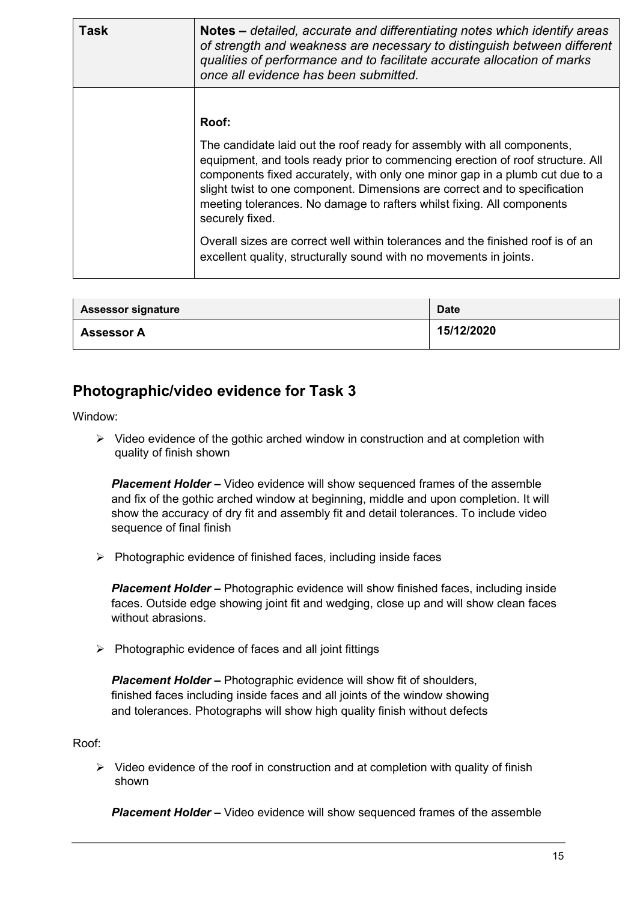| Task | **Notes –** *detailed, accurate and differentiating notes which identify areas of strength and weakness are necessary to distinguish between different qualities of performance and to facilitate accurate allocation of marks once all evidence has been submitted.* |
|---|---|
| | **Roof:**<br><br>The candidate laid out the roof ready for assembly with all components, equipment, and tools ready prior to commencing erection of roof structure. All components fixed accurately, with only one minor gap in a plumb cut due to a slight twist to one component. Dimensions are correct and to specification meeting tolerances. No damage to rafters whilst fixing. All components securely fixed.<br><br>Overall sizes are correct well within tolerances and the finished roof is of an excellent quality, structurally sound with no movements in joints. |

| Assessor signature | Date |
|---|---|
| **Assessor A** | **15/12/2020** |

## Photographic/video evidence for Task 3

Window:

- Video evidence of the gothic arched window in construction and at completion with quality of finish shown

  ***Placement Holder –*** Video evidence will show sequenced frames of the assemble and fix of the gothic arched window at beginning, middle and upon completion. It will show the accuracy of dry fit and assembly fit and detail tolerances. To include video sequence of final finish

- Photographic evidence of finished faces, including inside faces

  ***Placement Holder –*** Photographic evidence will show finished faces, including inside faces. Outside edge showing joint fit and wedging, close up and will show clean faces without abrasions.

- Photographic evidence of faces and all joint fittings

  ***Placement Holder –*** Photographic evidence will show fit of shoulders, finished faces including inside faces and all joints of the window showing and tolerances. Photographs will show high quality finish without defects

Roof:

- Video evidence of the roof in construction and at completion with quality of finish shown

  ***Placement Holder –*** Video evidence will show sequenced frames of the assemble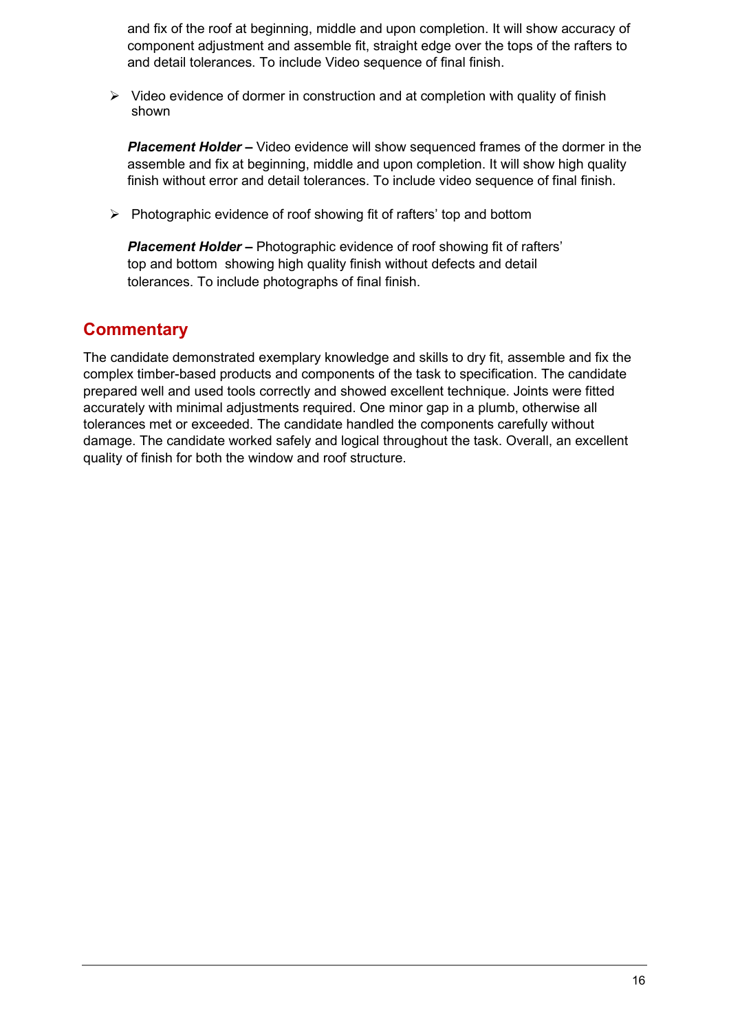and fix of the roof at beginning, middle and upon completion. It will show accuracy of component adjustment and assemble fit, straight edge over the tops of the rafters to and detail tolerances. To include Video sequence of final finish.

- Video evidence of dormer in construction and at completion with quality of finish shown

  ***Placement Holder –*** Video evidence will show sequenced frames of the dormer in the assemble and fix at beginning, middle and upon completion. It will show high quality finish without error and detail tolerances. To include video sequence of final finish.

- Photographic evidence of roof showing fit of rafters' top and bottom

  ***Placement Holder –*** Photographic evidence of roof showing fit of rafters' top and bottom showing high quality finish without defects and detail tolerances. To include photographs of final finish.

## Commentary

The candidate demonstrated exemplary knowledge and skills to dry fit, assemble and fix the complex timber-based products and components of the task to specification. The candidate prepared well and used tools correctly and showed excellent technique. Joints were fitted accurately with minimal adjustments required. One minor gap in a plumb, otherwise all tolerances met or exceeded. The candidate handled the components carefully without damage. The candidate worked safely and logical throughout the task. Overall, an excellent quality of finish for both the window and roof structure.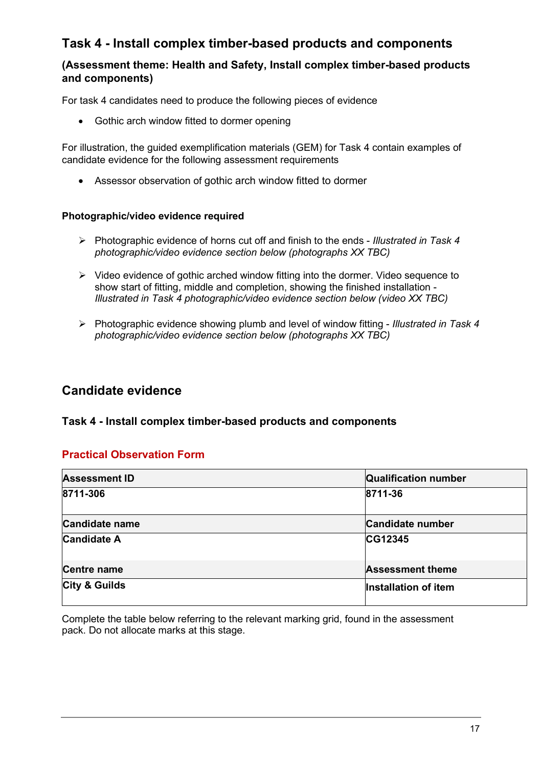## Task 4 - Install complex timber-based products and components

### (Assessment theme: Health and Safety, Install complex timber-based products and components)

For task 4 candidates need to produce the following pieces of evidence

- Gothic arch window fitted to dormer opening

For illustration, the guided exemplification materials (GEM) for Task 4 contain examples of candidate evidence for the following assessment requirements

- Assessor observation of gothic arch window fitted to dormer

**Photographic/video evidence required**

- Photographic evidence of horns cut off and finish to the ends - *Illustrated in Task 4 photographic/video evidence section below (photographs XX TBC)*
- Video evidence of gothic arched window fitting into the dormer. Video sequence to show start of fitting, middle and completion, showing the finished installation - *Illustrated in Task 4 photographic/video evidence section below (video XX TBC)*
- Photographic evidence showing plumb and level of window fitting - *Illustrated in Task 4 photographic/video evidence section below (photographs XX TBC)*

## Candidate evidence

### Task 4 - Install complex timber-based products and components

### Practical Observation Form

| **Assessment ID** | **Qualification number** |
|---|---|
| **8711-306** | **8711-36** |
| **Candidate name** | **Candidate number** |
| **Candidate A** | **CG12345** |
| **Centre name** | **Assessment theme** |
| **City & Guilds** | **Installation of item** |

Complete the table below referring to the relevant marking grid, found in the assessment pack. Do not allocate marks at this stage.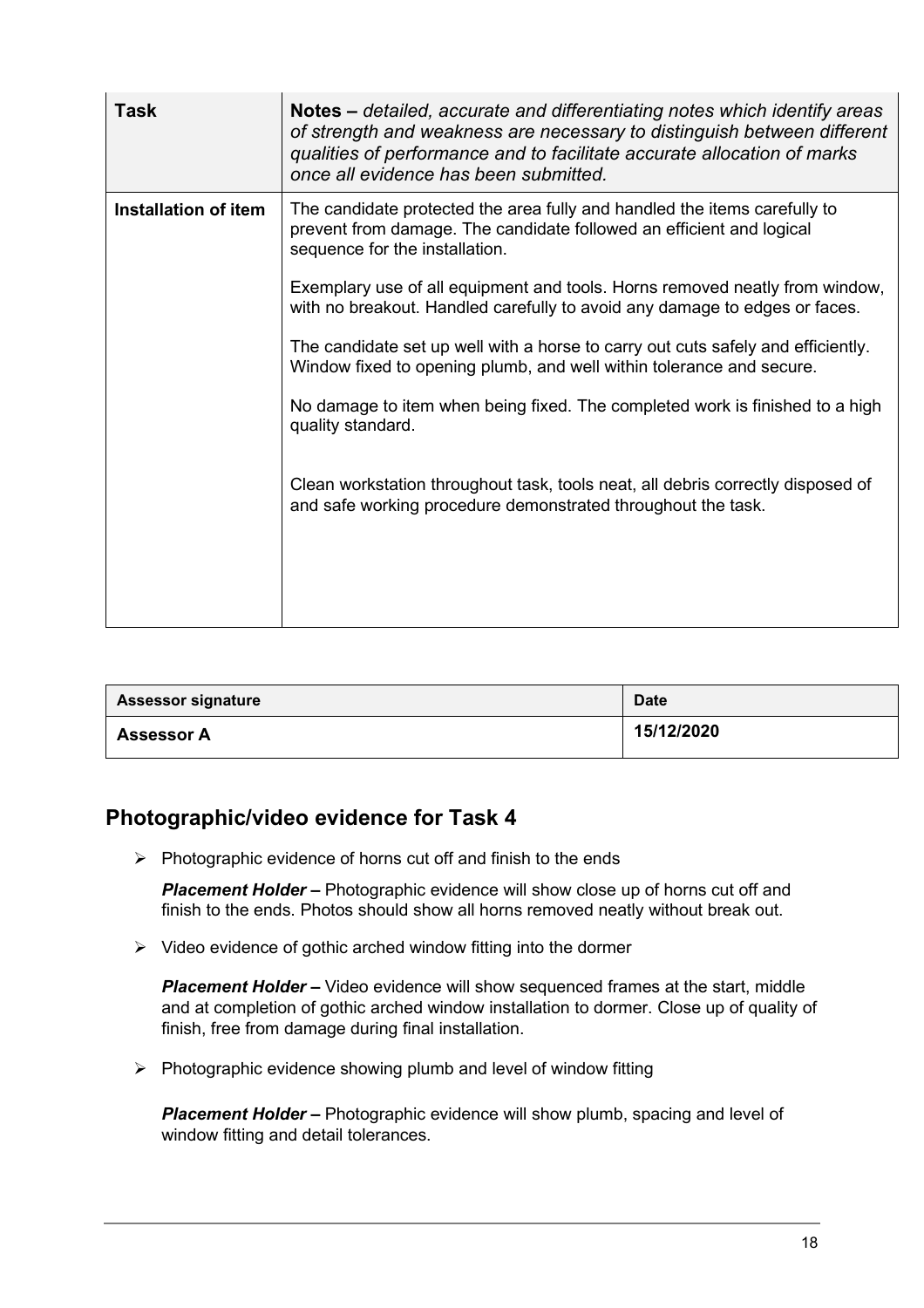| Task | **Notes –** *detailed, accurate and differentiating notes which identify areas of strength and weakness are necessary to distinguish between different qualities of performance and to facilitate accurate allocation of marks once all evidence has been submitted.* |
|---|---|
| **Installation of item** | The candidate protected the area fully and handled the items carefully to prevent from damage. The candidate followed an efficient and logical sequence for the installation.<br><br>Exemplary use of all equipment and tools. Horns removed neatly from window, with no breakout. Handled carefully to avoid any damage to edges or faces.<br><br>The candidate set up well with a horse to carry out cuts safely and efficiently. Window fixed to opening plumb, and well within tolerance and secure.<br><br>No damage to item when being fixed. The completed work is finished to a high quality standard.<br><br>Clean workstation throughout task, tools neat, all debris correctly disposed of and safe working procedure demonstrated throughout the task. |

| Assessor signature | Date |
|---|---|
| **Assessor A** | **15/12/2020** |

## Photographic/video evidence for Task 4

- Photographic evidence of horns cut off and finish to the ends

  ***Placement Holder –*** Photographic evidence will show close up of horns cut off and finish to the ends. Photos should show all horns removed neatly without break out.

- Video evidence of gothic arched window fitting into the dormer

  ***Placement Holder –*** Video evidence will show sequenced frames at the start, middle and at completion of gothic arched window installation to dormer. Close up of quality of finish, free from damage during final installation.

- Photographic evidence showing plumb and level of window fitting

  ***Placement Holder –*** Photographic evidence will show plumb, spacing and level of window fitting and detail tolerances.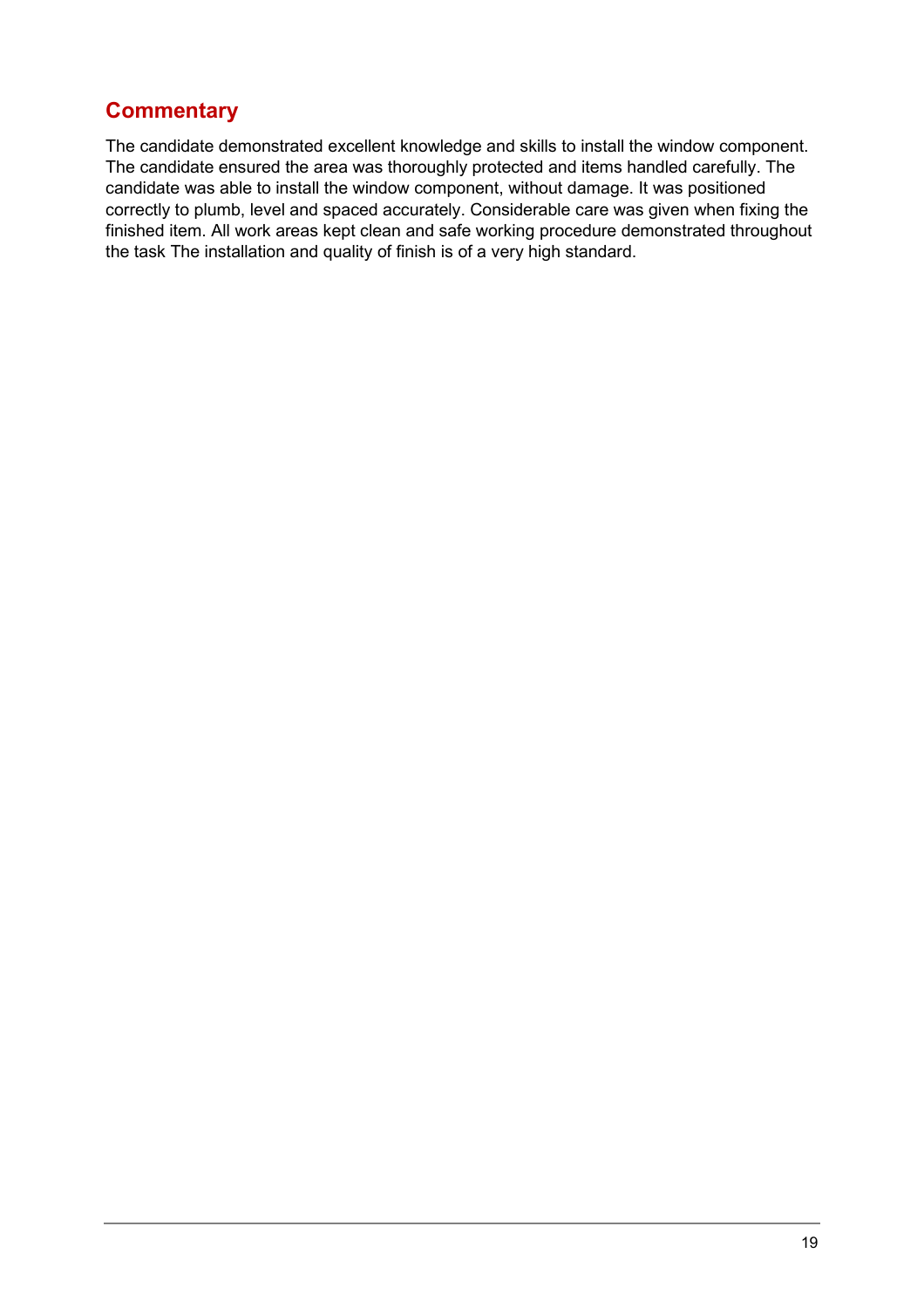## Commentary

The candidate demonstrated excellent knowledge and skills to install the window component. The candidate ensured the area was thoroughly protected and items handled carefully. The candidate was able to install the window component, without damage. It was positioned correctly to plumb, level and spaced accurately. Considerable care was given when fixing the finished item. All work areas kept clean and safe working procedure demonstrated throughout the task The installation and quality of finish is of a very high standard.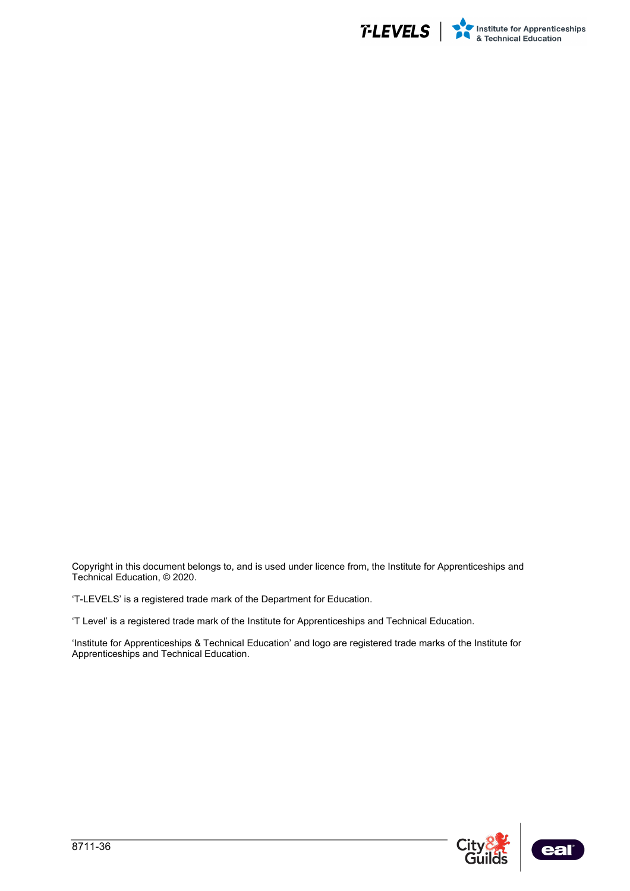Copyright in this document belongs to, and is used under licence from, the Institute for Apprenticeships and Technical Education, © 2020.

'T-LEVELS' is a registered trade mark of the Department for Education.

'T Level' is a registered trade mark of the Institute for Apprenticeships and Technical Education.

'Institute for Apprenticeships & Technical Education' and logo are registered trade marks of the Institute for Apprenticeships and Technical Education.

8711-36